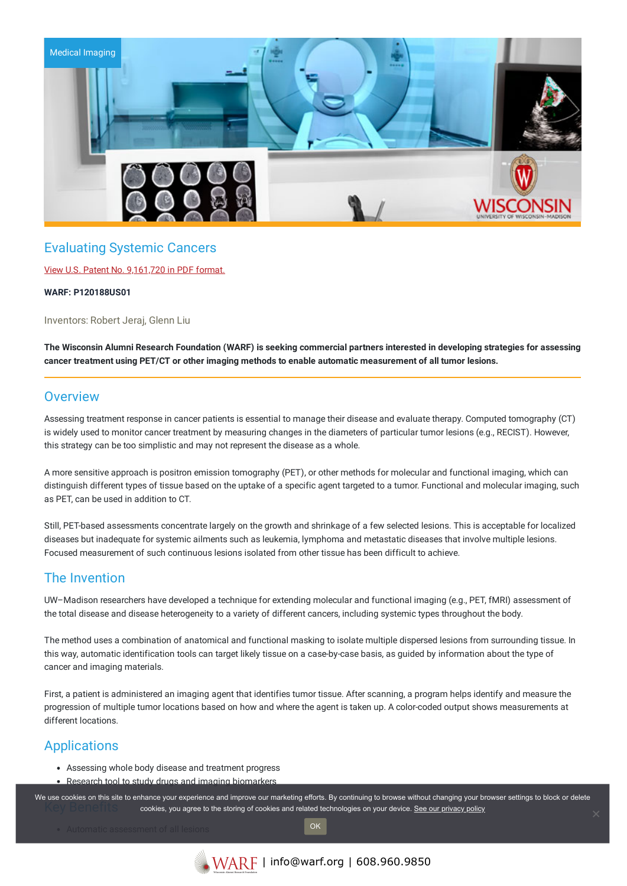Medical Imaging

# Evaluating Systemic Cancers

[View U.S. Patent No. 9,161,720 in PDF format.]

**WARF: P120188US01**

Inventors: Robert Jeraj, Glenn Liu

**The Wisconsin Alumni Research Foundation (WARF) is seeking commercial partners interested in developing strategies for assessing cancer treatment using PET/CT or other imaging methods to enable automatic measurement of all tumor lesions.**

## Overview

Assessing treatment response in cancer patients is essential to manage their disease and evaluate therapy. Computed tomography (CT) is widely used to monitor cancer treatment by measuring changes in the diameters of particular tumor lesions (e.g., RECIST). However, this strategy can be too simplistic and may not represent the disease as a whole.

A more sensitive approach is positron emission tomography (PET), or other methods for molecular and functional imaging, which can distinguish different types of tissue based on the uptake of a specific agent targeted to a tumor. Functional and molecular imaging, such as PET, can be used in addition to CT.

Still, PET-based assessments concentrate largely on the growth and shrinkage of a few selected lesions. This is acceptable for localized diseases but inadequate for systemic ailments such as leukemia, lymphoma and metastatic diseases that involve multiple lesions. Focused measurement of such continuous lesions isolated from other tissue has been difficult to achieve.

## The Invention

UW–Madison researchers have developed a technique for extending molecular and functional imaging (e.g., PET, fMRI) assessment of the total disease and disease heterogeneity to a variety of different cancers, including systemic types throughout the body.

The method uses a combination of anatomical and functional masking to isolate multiple dispersed lesions from surrounding tissue. In this way, automatic identification tools can target likely tissue on a case-by-case basis, as guided by information about the type of cancer and imaging materials.

First, a patient is administered an imaging agent that identifies tumor tissue. After scanning, a program helps identify and measure the progression of multiple tumor locations based on how and where the agent is taken up. A color-coded output shows measurements at different locations.

## Applications

- Assessing whole body disease and treatment progress
- Research tool to study drugs and imaging biomarkers

## Key Benefits

- Automatic assessment of all lesions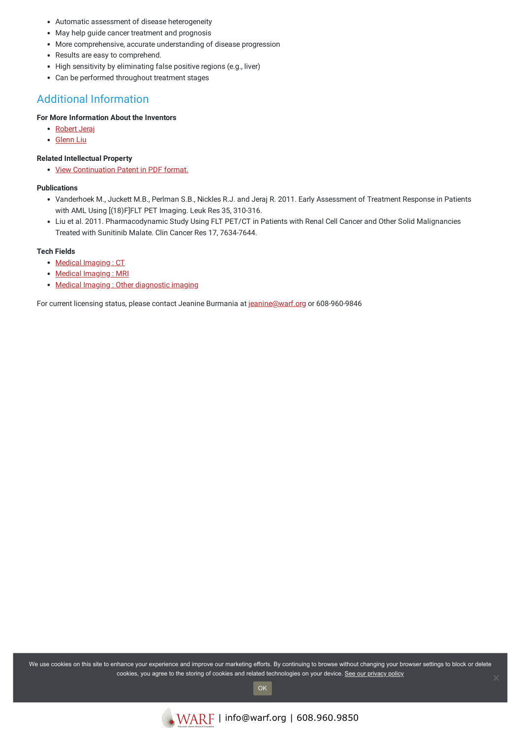- Automatic assessment of disease heterogeneity
- May help guide cancer treatment and prognosis
- More comprehensive, accurate understanding of disease progression
- Results are easy to comprehend.
- High sensitivity by eliminating false positive regions (e.g., liver)
- Can be performed throughout treatment stages

## Additional Information

**For More Information About the Inventors**

- Robert Jeraj
- Glenn Liu

**Related Intellectual Property**

- View Continuation Patent in PDF format.

**Publications**

- Vanderhoek M., Juckett M.B., Perlman S.B., Nickles R.J. and Jeraj R. 2011. Early Assessment of Treatment Response in Patients with AML Using [(18)F]FLT PET Imaging. Leuk Res 35, 310-316.
- Liu et al. 2011. Pharmacodynamic Study Using FLT PET/CT in Patients with Renal Cell Cancer and Other Solid Malignancies Treated with Sunitinib Malate. Clin Cancer Res 17, 7634-7644.

**Tech Fields**

- Medical Imaging : CT
- Medical Imaging : MRI
- Medical Imaging : Other diagnostic imaging

For current licensing status, please contact Jeanine Burmania at jeanine@warf.org or 608-960-9846